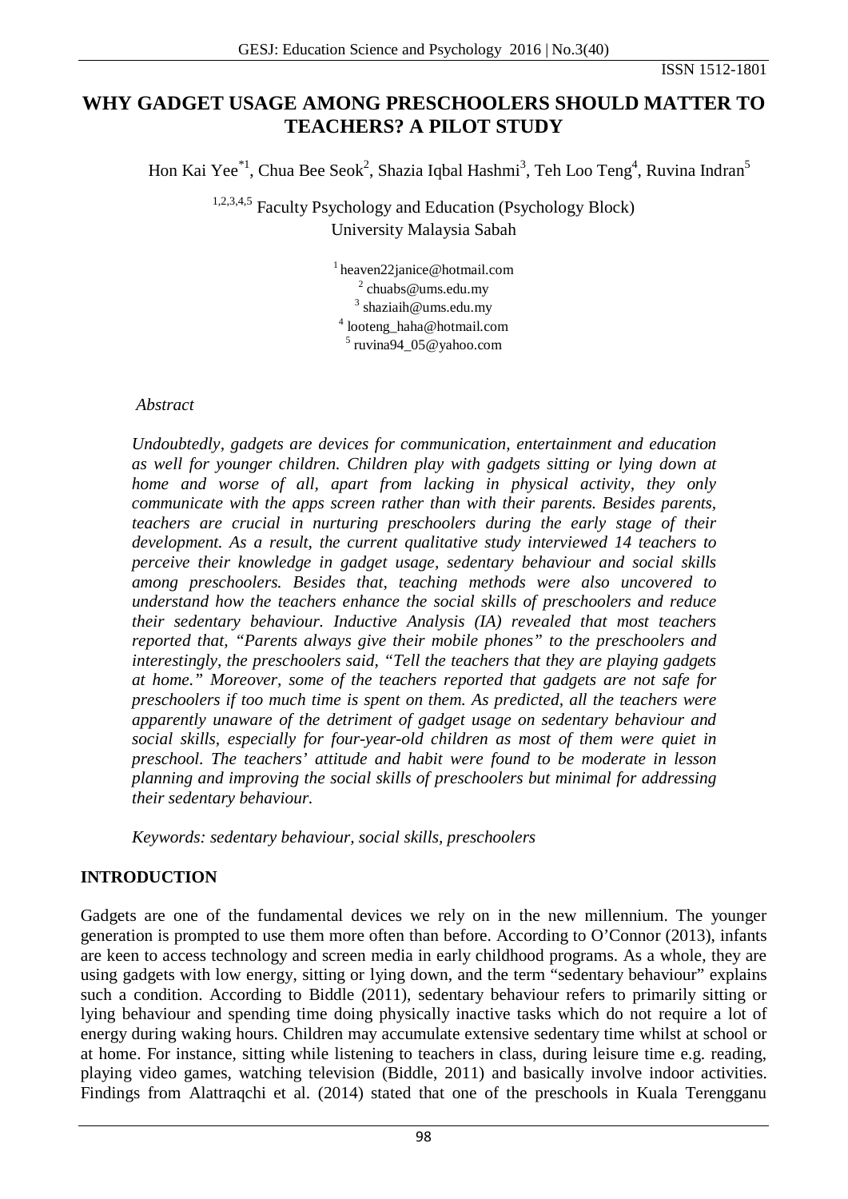# WHY GADGET USAGE AMONG PRESCHOOLERS SHOULD MATTER TO TEACHERS? A PILOT STUDY

Hon Kai Yee[*1], Chua Bee Seok[2], Shazia Iqbal Hashmi[3], Teh Loo Teng[4], Ruvina Indran[5]

[1,2,3,4,5] Faculty Psychology and Education (Psychology Block)
University Malaysia Sabah

[1] heaven22janice@hotmail.com
[2] chuabs@ums.edu.my
[3] shaziaih@ums.edu.my
[4] looteng_haha@hotmail.com
[5] ruvina94_05@yahoo.com

*Abstract*

*Undoubtedly, gadgets are devices for communication, entertainment and education as well for younger children. Children play with gadgets sitting or lying down at home and worse of all, apart from lacking in physical activity, they only communicate with the apps screen rather than with their parents. Besides parents, teachers are crucial in nurturing preschoolers during the early stage of their development. As a result, the current qualitative study interviewed 14 teachers to perceive their knowledge in gadget usage, sedentary behaviour and social skills among preschoolers. Besides that, teaching methods were also uncovered to understand how the teachers enhance the social skills of preschoolers and reduce their sedentary behaviour. Inductive Analysis (IA) revealed that most teachers reported that, "Parents always give their mobile phones" to the preschoolers and interestingly, the preschoolers said, "Tell the teachers that they are playing gadgets at home." Moreover, some of the teachers reported that gadgets are not safe for preschoolers if too much time is spent on them. As predicted, all the teachers were apparently unaware of the detriment of gadget usage on sedentary behaviour and social skills, especially for four-year-old children as most of them were quiet in preschool. The teachers' attitude and habit were found to be moderate in lesson planning and improving the social skills of preschoolers but minimal for addressing their sedentary behaviour.*

*Keywords: sedentary behaviour, social skills, preschoolers*

## INTRODUCTION

Gadgets are one of the fundamental devices we rely on in the new millennium. The younger generation is prompted to use them more often than before. According to O'Connor (2013), infants are keen to access technology and screen media in early childhood programs. As a whole, they are using gadgets with low energy, sitting or lying down, and the term "sedentary behaviour" explains such a condition. According to Biddle (2011), sedentary behaviour refers to primarily sitting or lying behaviour and spending time doing physically inactive tasks which do not require a lot of energy during waking hours. Children may accumulate extensive sedentary time whilst at school or at home. For instance, sitting while listening to teachers in class, during leisure time e.g. reading, playing video games, watching television (Biddle, 2011) and basically involve indoor activities. Findings from Alattraqchi et al. (2014) stated that one of the preschools in Kuala Terengganu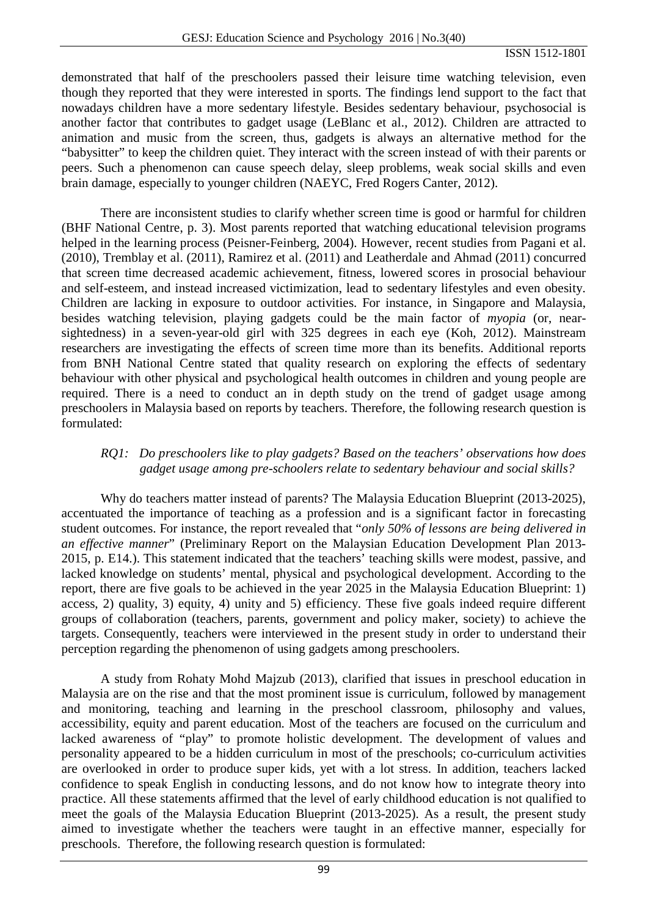demonstrated that half of the preschoolers passed their leisure time watching television, even though they reported that they were interested in sports. The findings lend support to the fact that nowadays children have a more sedentary lifestyle. Besides sedentary behaviour, psychosocial is another factor that contributes to gadget usage (LeBlanc et al., 2012). Children are attracted to animation and music from the screen, thus, gadgets is always an alternative method for the "babysitter" to keep the children quiet. They interact with the screen instead of with their parents or peers. Such a phenomenon can cause speech delay, sleep problems, weak social skills and even brain damage, especially to younger children (NAEYC, Fred Rogers Canter, 2012).

There are inconsistent studies to clarify whether screen time is good or harmful for children (BHF National Centre, p. 3). Most parents reported that watching educational television programs helped in the learning process (Peisner-Feinberg, 2004). However, recent studies from Pagani et al. (2010), Tremblay et al. (2011), Ramirez et al. (2011) and Leatherdale and Ahmad (2011) concurred that screen time decreased academic achievement, fitness, lowered scores in prosocial behaviour and self-esteem, and instead increased victimization, lead to sedentary lifestyles and even obesity. Children are lacking in exposure to outdoor activities. For instance, in Singapore and Malaysia, besides watching television, playing gadgets could be the main factor of *myopia* (or, near-sightedness) in a seven-year-old girl with 325 degrees in each eye (Koh, 2012). Mainstream researchers are investigating the effects of screen time more than its benefits. Additional reports from BNH National Centre stated that quality research on exploring the effects of sedentary behaviour with other physical and psychological health outcomes in children and young people are required. There is a need to conduct an in depth study on the trend of gadget usage among preschoolers in Malaysia based on reports by teachers. Therefore, the following research question is formulated:

*RQ1: Do preschoolers like to play gadgets? Based on the teachers' observations how does gadget usage among pre-schoolers relate to sedentary behaviour and social skills?*

Why do teachers matter instead of parents? The Malaysia Education Blueprint (2013-2025), accentuated the importance of teaching as a profession and is a significant factor in forecasting student outcomes. For instance, the report revealed that "*only 50% of lessons are being delivered in an effective manner*" (Preliminary Report on the Malaysian Education Development Plan 2013-2015, p. E14.). This statement indicated that the teachers' teaching skills were modest, passive, and lacked knowledge on students' mental, physical and psychological development. According to the report, there are five goals to be achieved in the year 2025 in the Malaysia Education Blueprint: 1) access, 2) quality, 3) equity, 4) unity and 5) efficiency. These five goals indeed require different groups of collaboration (teachers, parents, government and policy maker, society) to achieve the targets. Consequently, teachers were interviewed in the present study in order to understand their perception regarding the phenomenon of using gadgets among preschoolers.

A study from Rohaty Mohd Majzub (2013), clarified that issues in preschool education in Malaysia are on the rise and that the most prominent issue is curriculum, followed by management and monitoring, teaching and learning in the preschool classroom, philosophy and values, accessibility, equity and parent education. Most of the teachers are focused on the curriculum and lacked awareness of "play" to promote holistic development. The development of values and personality appeared to be a hidden curriculum in most of the preschools; co-curriculum activities are overlooked in order to produce super kids, yet with a lot stress. In addition, teachers lacked confidence to speak English in conducting lessons, and do not know how to integrate theory into practice. All these statements affirmed that the level of early childhood education is not qualified to meet the goals of the Malaysia Education Blueprint (2013-2025). As a result, the present study aimed to investigate whether the teachers were taught in an effective manner, especially for preschools. Therefore, the following research question is formulated: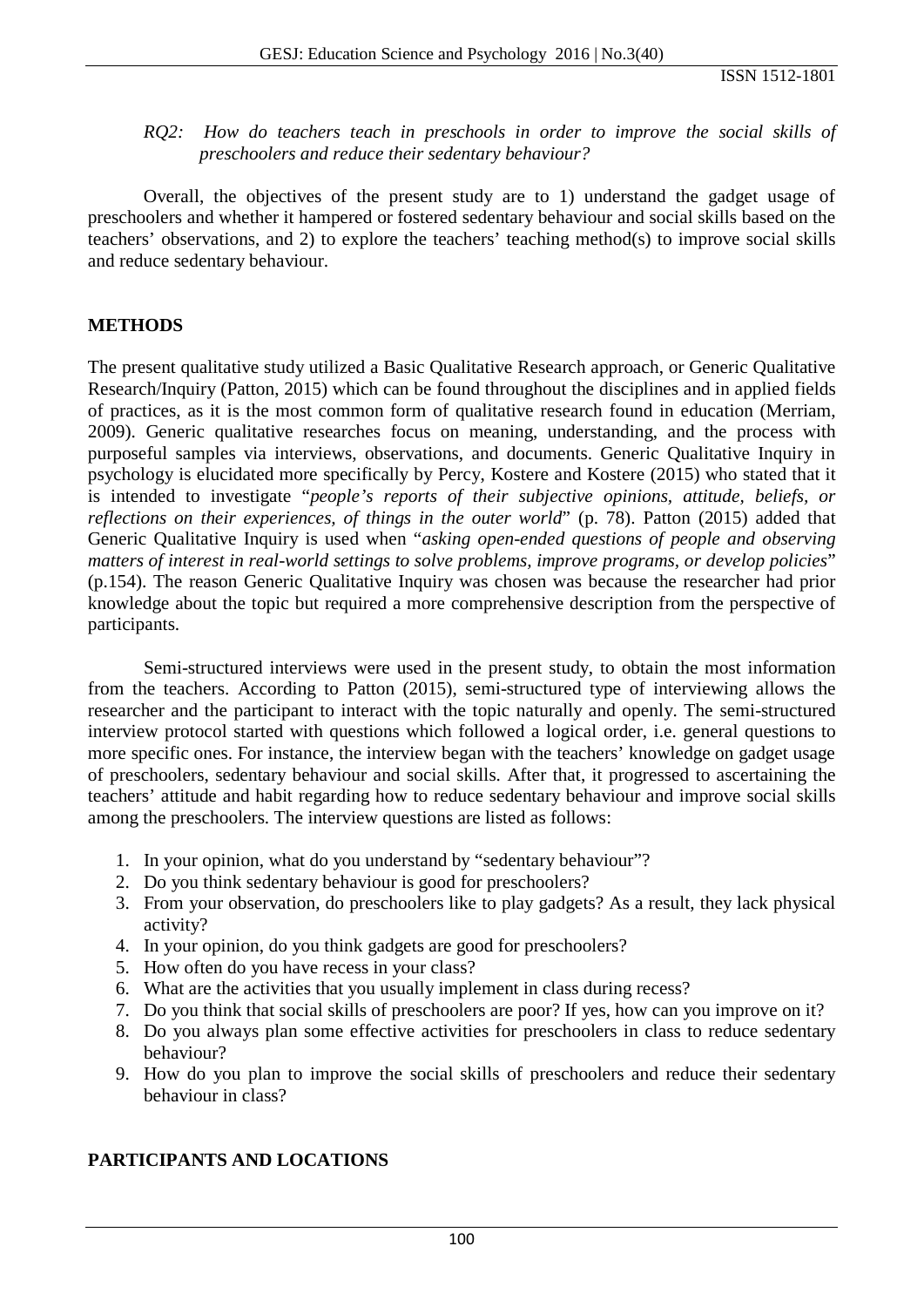*RQ2: How do teachers teach in preschools in order to improve the social skills of preschoolers and reduce their sedentary behaviour?*

Overall, the objectives of the present study are to 1) understand the gadget usage of preschoolers and whether it hampered or fostered sedentary behaviour and social skills based on the teachers' observations, and 2) to explore the teachers' teaching method(s) to improve social skills and reduce sedentary behaviour.

## METHODS

The present qualitative study utilized a Basic Qualitative Research approach, or Generic Qualitative Research/Inquiry (Patton, 2015) which can be found throughout the disciplines and in applied fields of practices, as it is the most common form of qualitative research found in education (Merriam, 2009). Generic qualitative researches focus on meaning, understanding, and the process with purposeful samples via interviews, observations, and documents. Generic Qualitative Inquiry in psychology is elucidated more specifically by Percy, Kostere and Kostere (2015) who stated that it is intended to investigate "*people's reports of their subjective opinions, attitude, beliefs, or reflections on their experiences, of things in the outer world*" (p. 78). Patton (2015) added that Generic Qualitative Inquiry is used when "*asking open-ended questions of people and observing matters of interest in real-world settings to solve problems, improve programs, or develop policies*" (p.154). The reason Generic Qualitative Inquiry was chosen was because the researcher had prior knowledge about the topic but required a more comprehensive description from the perspective of participants.

Semi-structured interviews were used in the present study, to obtain the most information from the teachers. According to Patton (2015), semi-structured type of interviewing allows the researcher and the participant to interact with the topic naturally and openly. The semi-structured interview protocol started with questions which followed a logical order, i.e. general questions to more specific ones. For instance, the interview began with the teachers' knowledge on gadget usage of preschoolers, sedentary behaviour and social skills. After that, it progressed to ascertaining the teachers' attitude and habit regarding how to reduce sedentary behaviour and improve social skills among the preschoolers. The interview questions are listed as follows:

1. In your opinion, what do you understand by "sedentary behaviour"?
2. Do you think sedentary behaviour is good for preschoolers?
3. From your observation, do preschoolers like to play gadgets? As a result, they lack physical activity?
4. In your opinion, do you think gadgets are good for preschoolers?
5. How often do you have recess in your class?
6. What are the activities that you usually implement in class during recess?
7. Do you think that social skills of preschoolers are poor? If yes, how can you improve on it?
8. Do you always plan some effective activities for preschoolers in class to reduce sedentary behaviour?
9. How do you plan to improve the social skills of preschoolers and reduce their sedentary behaviour in class?

## PARTICIPANTS AND LOCATIONS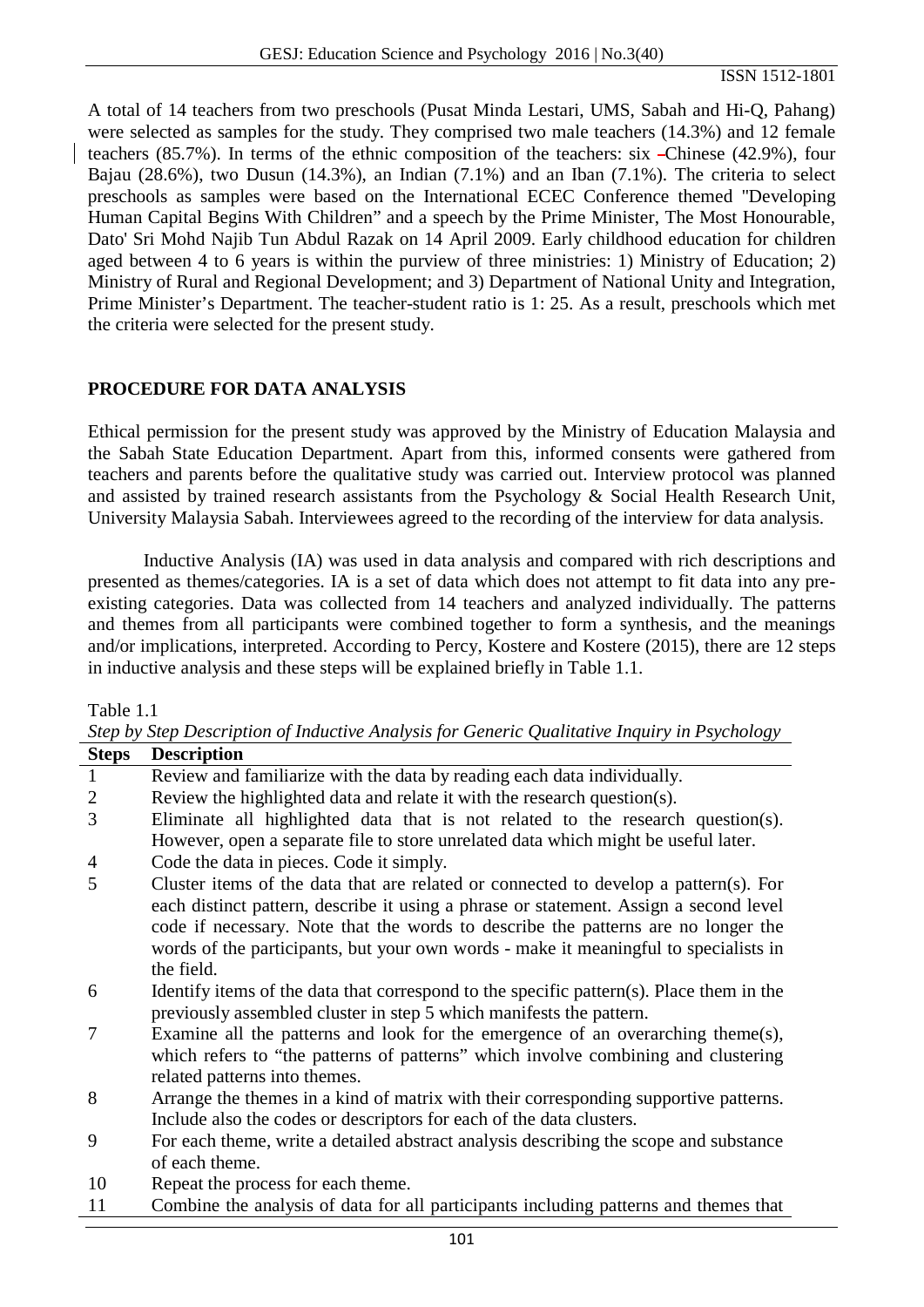A total of 14 teachers from two preschools (Pusat Minda Lestari, UMS, Sabah and Hi-Q, Pahang) were selected as samples for the study. They comprised two male teachers (14.3%) and 12 female teachers (85.7%). In terms of the ethnic composition of the teachers: six Chinese (42.9%), four Bajau (28.6%), two Dusun (14.3%), an Indian (7.1%) and an Iban (7.1%). The criteria to select preschools as samples were based on the International ECEC Conference themed "Developing Human Capital Begins With Children" and a speech by the Prime Minister, The Most Honourable, Dato' Sri Mohd Najib Tun Abdul Razak on 14 April 2009. Early childhood education for children aged between 4 to 6 years is within the purview of three ministries: 1) Ministry of Education; 2) Ministry of Rural and Regional Development; and 3) Department of National Unity and Integration, Prime Minister's Department. The teacher-student ratio is 1: 25. As a result, preschools which met the criteria were selected for the present study.

## PROCEDURE FOR DATA ANALYSIS

Ethical permission for the present study was approved by the Ministry of Education Malaysia and the Sabah State Education Department. Apart from this, informed consents were gathered from teachers and parents before the qualitative study was carried out. Interview protocol was planned and assisted by trained research assistants from the Psychology & Social Health Research Unit, University Malaysia Sabah. Interviewees agreed to the recording of the interview for data analysis.

Inductive Analysis (IA) was used in data analysis and compared with rich descriptions and presented as themes/categories. IA is a set of data which does not attempt to fit data into any pre-existing categories. Data was collected from 14 teachers and analyzed individually. The patterns and themes from all participants were combined together to form a synthesis, and the meanings and/or implications, interpreted. According to Percy, Kostere and Kostere (2015), there are 12 steps in inductive analysis and these steps will be explained briefly in Table 1.1.

Table 1.1

*Step by Step Description of Inductive Analysis for Generic Qualitative Inquiry in Psychology*

| Steps | Description |
|---|---|
| 1 | Review and familiarize with the data by reading each data individually. |
| 2 | Review the highlighted data and relate it with the research question(s). |
| 3 | Eliminate all highlighted data that is not related to the research question(s). However, open a separate file to store unrelated data which might be useful later. |
| 4 | Code the data in pieces. Code it simply. |
| 5 | Cluster items of the data that are related or connected to develop a pattern(s). For each distinct pattern, describe it using a phrase or statement. Assign a second level code if necessary. Note that the words to describe the patterns are no longer the words of the participants, but your own words - make it meaningful to specialists in the field. |
| 6 | Identify items of the data that correspond to the specific pattern(s). Place them in the previously assembled cluster in step 5 which manifests the pattern. |
| 7 | Examine all the patterns and look for the emergence of an overarching theme(s), which refers to "the patterns of patterns" which involve combining and clustering related patterns into themes. |
| 8 | Arrange the themes in a kind of matrix with their corresponding supportive patterns. Include also the codes or descriptors for each of the data clusters. |
| 9 | For each theme, write a detailed abstract analysis describing the scope and substance of each theme. |
| 10 | Repeat the process for each theme. |
| 11 | Combine the analysis of data for all participants including patterns and themes that |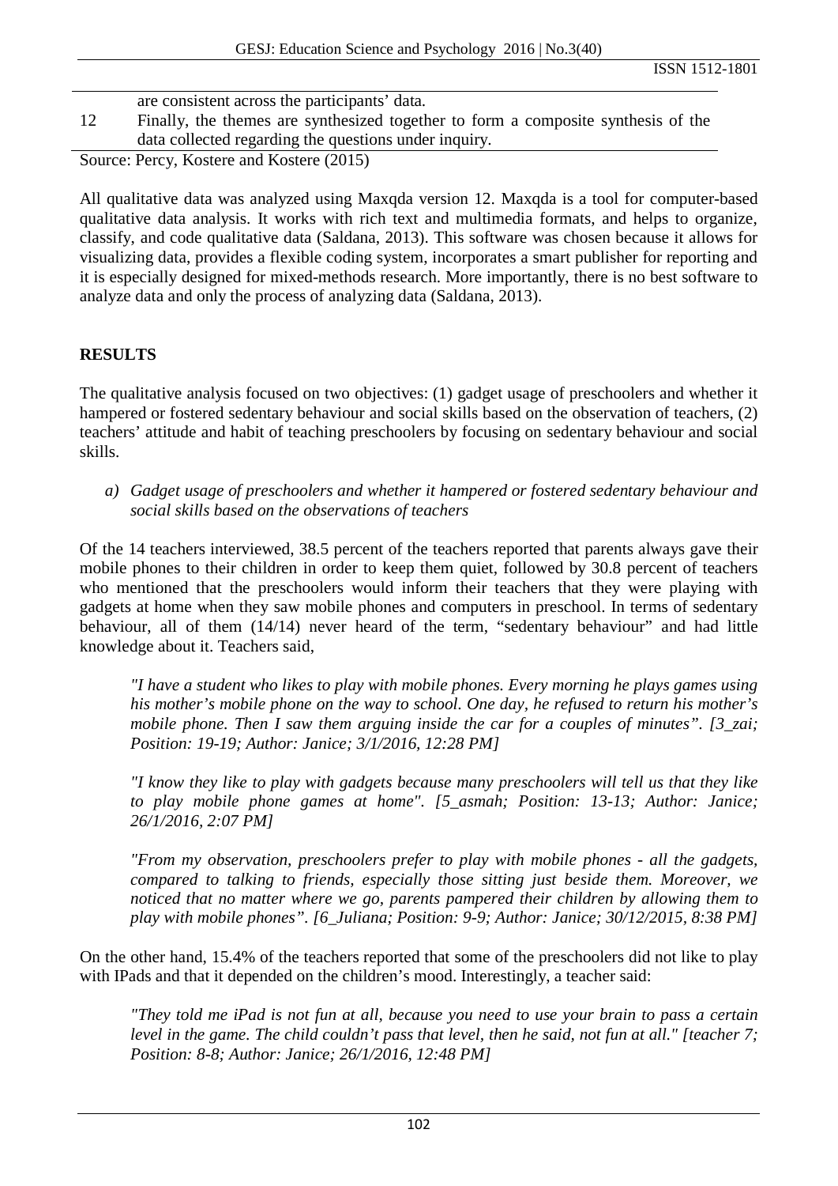| | are consistent across the participants' data. |
|---|---|
| 12 | Finally, the themes are synthesized together to form a composite synthesis of the data collected regarding the questions under inquiry. |

Source: Percy, Kostere and Kostere (2015)

All qualitative data was analyzed using Maxqda version 12. Maxqda is a tool for computer-based qualitative data analysis. It works with rich text and multimedia formats, and helps to organize, classify, and code qualitative data (Saldana, 2013). This software was chosen because it allows for visualizing data, provides a flexible coding system, incorporates a smart publisher for reporting and it is especially designed for mixed-methods research. More importantly, there is no best software to analyze data and only the process of analyzing data (Saldana, 2013).

## RESULTS

The qualitative analysis focused on two objectives: (1) gadget usage of preschoolers and whether it hampered or fostered sedentary behaviour and social skills based on the observation of teachers, (2) teachers' attitude and habit of teaching preschoolers by focusing on sedentary behaviour and social skills.

*a) Gadget usage of preschoolers and whether it hampered or fostered sedentary behaviour and social skills based on the observations of teachers*

Of the 14 teachers interviewed, 38.5 percent of the teachers reported that parents always gave their mobile phones to their children in order to keep them quiet, followed by 30.8 percent of teachers who mentioned that the preschoolers would inform their teachers that they were playing with gadgets at home when they saw mobile phones and computers in preschool. In terms of sedentary behaviour, all of them (14/14) never heard of the term, "sedentary behaviour" and had little knowledge about it. Teachers said,

> *"I have a student who likes to play with mobile phones. Every morning he plays games using his mother's mobile phone on the way to school. One day, he refused to return his mother's mobile phone. Then I saw them arguing inside the car for a couples of minutes". [3_zai; Position: 19-19; Author: Janice; 3/1/2016, 12:28 PM]*

> *"I know they like to play with gadgets because many preschoolers will tell us that they like to play mobile phone games at home". [5_asmah; Position: 13-13; Author: Janice; 26/1/2016, 2:07 PM]*

> *"From my observation, preschoolers prefer to play with mobile phones - all the gadgets, compared to talking to friends, especially those sitting just beside them. Moreover, we noticed that no matter where we go, parents pampered their children by allowing them to play with mobile phones". [6_Juliana; Position: 9-9; Author: Janice; 30/12/2015, 8:38 PM]*

On the other hand, 15.4% of the teachers reported that some of the preschoolers did not like to play with IPads and that it depended on the children's mood. Interestingly, a teacher said:

> *"They told me iPad is not fun at all, because you need to use your brain to pass a certain level in the game. The child couldn't pass that level, then he said, not fun at all." [teacher 7; Position: 8-8; Author: Janice; 26/1/2016, 12:48 PM]*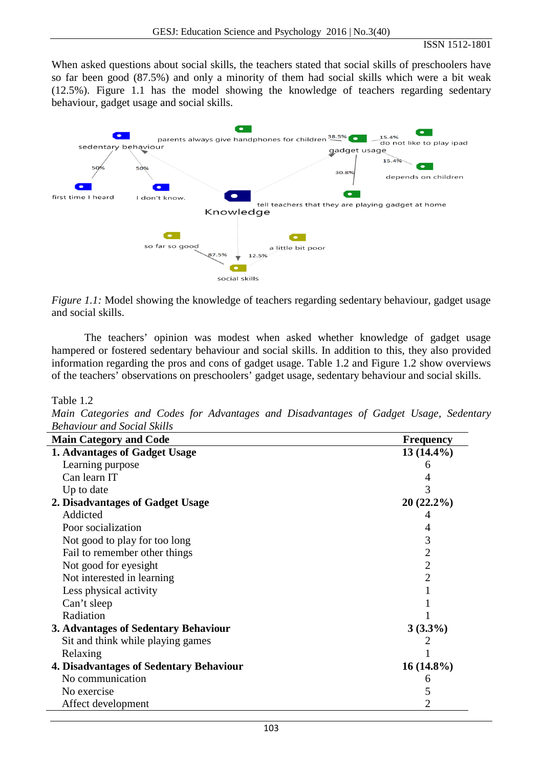When asked questions about social skills, the teachers stated that social skills of preschoolers have so far been good (87.5%) and only a minority of them had social skills which were a bit weak (12.5%). Figure 1.1 has the model showing the knowledge of teachers regarding sedentary behaviour, gadget usage and social skills.

*Figure 1.1:* Model showing the knowledge of teachers regarding sedentary behaviour, gadget usage and social skills.

The teachers' opinion was modest when asked whether knowledge of gadget usage hampered or fostered sedentary behaviour and social skills. In addition to this, they also provided information regarding the pros and cons of gadget usage. Table 1.2 and Figure 1.2 show overviews of the teachers' observations on preschoolers' gadget usage, sedentary behaviour and social skills.

Table 1.2

*Main Categories and Codes for Advantages and Disadvantages of Gadget Usage, Sedentary Behaviour and Social Skills*

| Main Category and Code | Frequency |
|---|---|
| **1. Advantages of Gadget Usage** | **13 (14.4%)** |
| Learning purpose | 6 |
| Can learn IT | 4 |
| Up to date | 3 |
| **2. Disadvantages of Gadget Usage** | **20 (22.2%)** |
| Addicted | 4 |
| Poor socialization | 4 |
| Not good to play for too long | 3 |
| Fail to remember other things | 2 |
| Not good for eyesight | 2 |
| Not interested in learning | 2 |
| Less physical activity | 1 |
| Can't sleep | 1 |
| Radiation | 1 |
| **3. Advantages of Sedentary Behaviour** | **3 (3.3%)** |
| Sit and think while playing games | 2 |
| Relaxing | 1 |
| **4. Disadvantages of Sedentary Behaviour** | **16 (14.8%)** |
| No communication | 6 |
| No exercise | 5 |
| Affect development | 2 |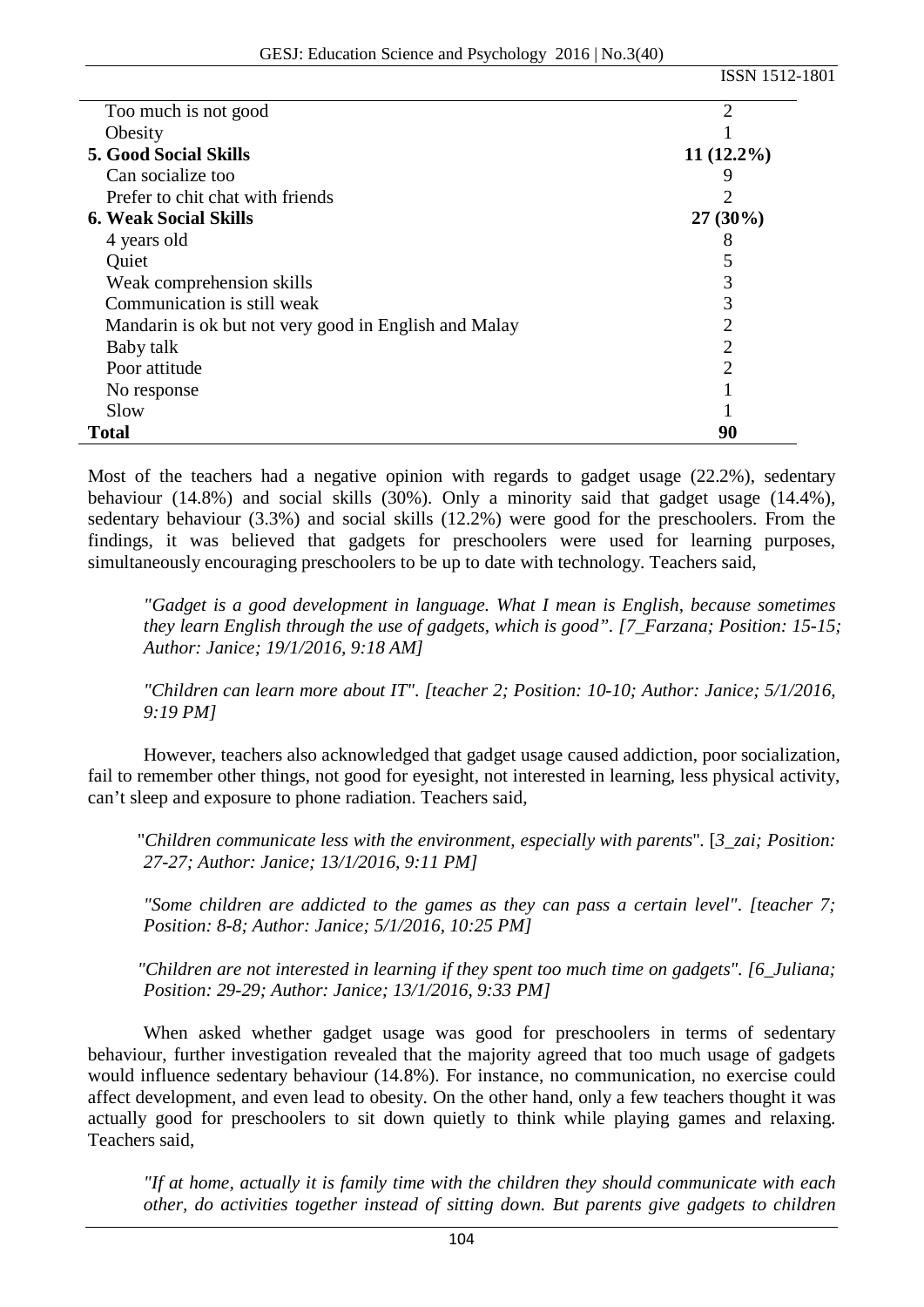| | |
|---|---|
| Too much is not good | 2 |
| Obesity | 1 |
| **5. Good Social Skills** | **11 (12.2%)** |
| Can socialize too | 9 |
| Prefer to chit chat with friends | 2 |
| **6. Weak Social Skills** | **27 (30%)** |
| 4 years old | 8 |
| Quiet | 5 |
| Weak comprehension skills | 3 |
| Communication is still weak | 3 |
| Mandarin is ok but not very good in English and Malay | 2 |
| Baby talk | 2 |
| Poor attitude | 2 |
| No response | 1 |
| Slow | 1 |
| **Total** | **90** |

Most of the teachers had a negative opinion with regards to gadget usage (22.2%), sedentary behaviour (14.8%) and social skills (30%). Only a minority said that gadget usage (14.4%), sedentary behaviour (3.3%) and social skills (12.2%) were good for the preschoolers. From the findings, it was believed that gadgets for preschoolers were used for learning purposes, simultaneously encouraging preschoolers to be up to date with technology. Teachers said,

> *"Gadget is a good development in language. What I mean is English, because sometimes they learn English through the use of gadgets, which is good". [7_Farzana; Position: 15-15; Author: Janice; 19/1/2016, 9:18 AM]*

> *"Children can learn more about IT". [teacher 2; Position: 10-10; Author: Janice; 5/1/2016, 9:19 PM]*

However, teachers also acknowledged that gadget usage caused addiction, poor socialization, fail to remember other things, not good for eyesight, not interested in learning, less physical activity, can't sleep and exposure to phone radiation. Teachers said,

> "*Children communicate less with the environment, especially with parents*". [*3_zai; Position: 27-27; Author: Janice; 13/1/2016, 9:11 PM]*

> *"Some children are addicted to the games as they can pass a certain level". [teacher 7; Position: 8-8; Author: Janice; 5/1/2016, 10:25 PM]*

> *"Children are not interested in learning if they spent too much time on gadgets". [6_Juliana; Position: 29-29; Author: Janice; 13/1/2016, 9:33 PM]*

When asked whether gadget usage was good for preschoolers in terms of sedentary behaviour, further investigation revealed that the majority agreed that too much usage of gadgets would influence sedentary behaviour (14.8%). For instance, no communication, no exercise could affect development, and even lead to obesity. On the other hand, only a few teachers thought it was actually good for preschoolers to sit down quietly to think while playing games and relaxing. Teachers said,

> *"If at home, actually it is family time with the children they should communicate with each other, do activities together instead of sitting down. But parents give gadgets to children*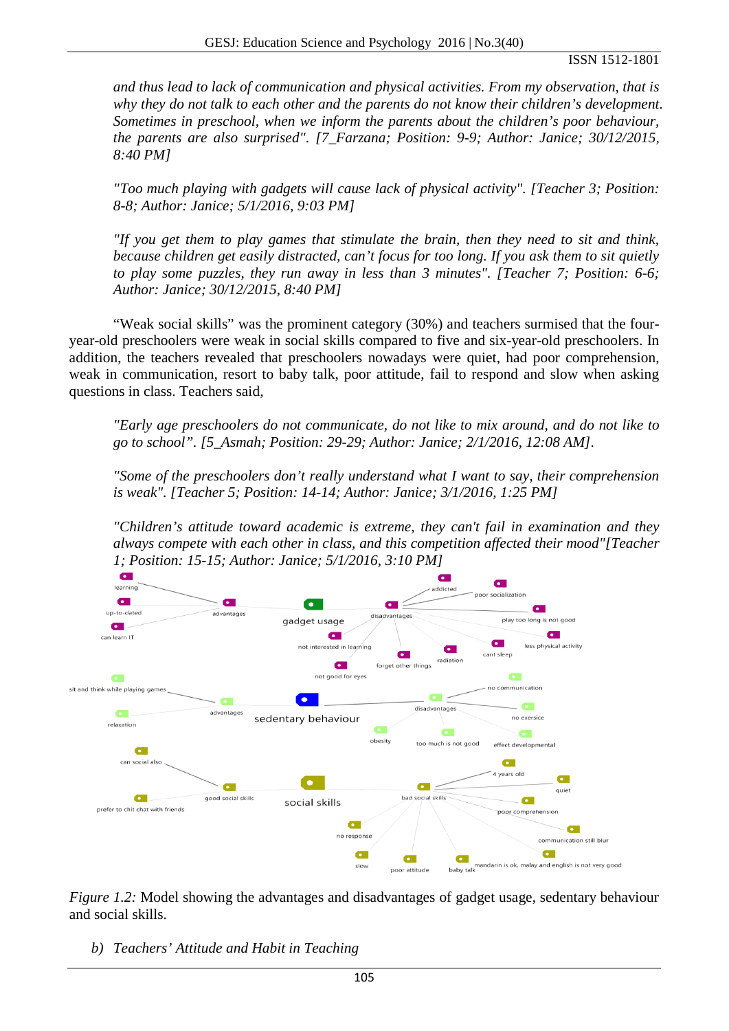*and thus lead to lack of communication and physical activities. From my observation, that is why they do not talk to each other and the parents do not know their children's development. Sometimes in preschool, when we inform the parents about the children's poor behaviour, the parents are also surprised". [7_Farzana; Position: 9-9; Author: Janice; 30/12/2015, 8:40 PM]*

*"Too much playing with gadgets will cause lack of physical activity". [Teacher 3; Position: 8-8; Author: Janice; 5/1/2016, 9:03 PM]*

*"If you get them to play games that stimulate the brain, then they need to sit and think, because children get easily distracted, can't focus for too long. If you ask them to sit quietly to play some puzzles, they run away in less than 3 minutes". [Teacher 7; Position: 6-6; Author: Janice; 30/12/2015, 8:40 PM]*

"Weak social skills" was the prominent category (30%) and teachers surmised that the four-year-old preschoolers were weak in social skills compared to five and six-year-old preschoolers. In addition, the teachers revealed that preschoolers nowadays were quiet, had poor comprehension, weak in communication, resort to baby talk, poor attitude, fail to respond and slow when asking questions in class. Teachers said,

*"Early age preschoolers do not communicate, do not like to mix around, and do not like to go to school". [5_Asmah; Position: 29-29; Author: Janice; 2/1/2016, 12:08 AM].*

*"Some of the preschoolers don't really understand what I want to say, their comprehension is weak". [Teacher 5; Position: 14-14; Author: Janice; 3/1/2016, 1:25 PM]*

*"Children's attitude toward academic is extreme, they can't fail in examination and they always compete with each other in class, and this competition affected their mood"[Teacher 1; Position: 15-15; Author: Janice; 5/1/2016, 3:10 PM]*

*Figure 1.2:* Model showing the advantages and disadvantages of gadget usage, sedentary behaviour and social skills.

*b) Teachers' Attitude and Habit in Teaching*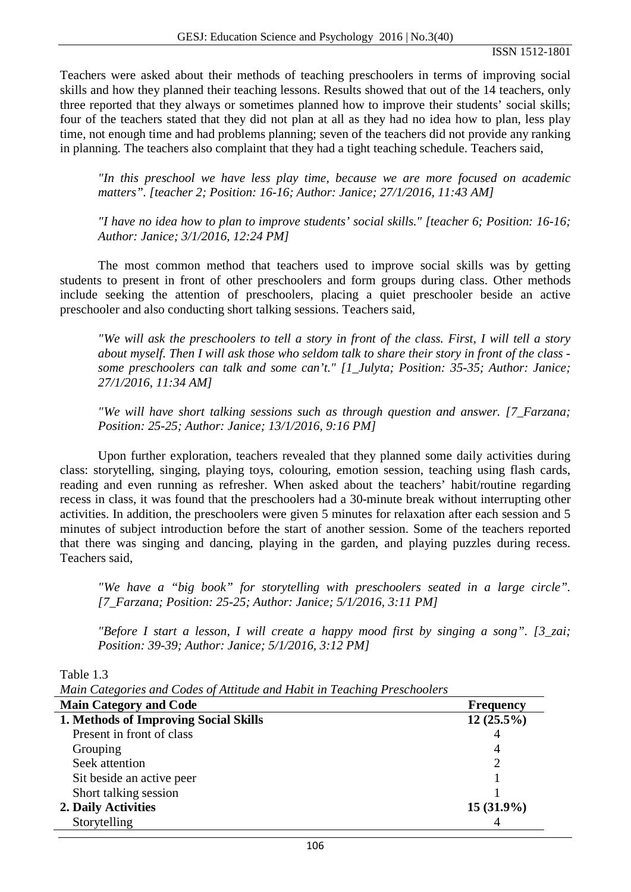Teachers were asked about their methods of teaching preschoolers in terms of improving social skills and how they planned their teaching lessons. Results showed that out of the 14 teachers, only three reported that they always or sometimes planned how to improve their students' social skills; four of the teachers stated that they did not plan at all as they had no idea how to plan, less play time, not enough time and had problems planning; seven of the teachers did not provide any ranking in planning. The teachers also complaint that they had a tight teaching schedule. Teachers said,

> *"In this preschool we have less play time, because we are more focused on academic matters". [teacher 2; Position: 16-16; Author: Janice; 27/1/2016, 11:43 AM]*

> *"I have no idea how to plan to improve students' social skills." [teacher 6; Position: 16-16; Author: Janice; 3/1/2016, 12:24 PM]*

The most common method that teachers used to improve social skills was by getting students to present in front of other preschoolers and form groups during class. Other methods include seeking the attention of preschoolers, placing a quiet preschooler beside an active preschooler and also conducting short talking sessions. Teachers said,

> *"We will ask the preschoolers to tell a story in front of the class. First, I will tell a story about myself. Then I will ask those who seldom talk to share their story in front of the class - some preschoolers can talk and some can't." [1_Julyta; Position: 35-35; Author: Janice; 27/1/2016, 11:34 AM]*

> *"We will have short talking sessions such as through question and answer. [7_Farzana; Position: 25-25; Author: Janice; 13/1/2016, 9:16 PM]*

Upon further exploration, teachers revealed that they planned some daily activities during class: storytelling, singing, playing toys, colouring, emotion session, teaching using flash cards, reading and even running as refresher. When asked about the teachers' habit/routine regarding recess in class, it was found that the preschoolers had a 30-minute break without interrupting other activities. In addition, the preschoolers were given 5 minutes for relaxation after each session and 5 minutes of subject introduction before the start of another session. Some of the teachers reported that there was singing and dancing, playing in the garden, and playing puzzles during recess. Teachers said,

> *"We have a "big book" for storytelling with preschoolers seated in a large circle". [7_Farzana; Position: 25-25; Author: Janice; 5/1/2016, 3:11 PM]*

> *"Before I start a lesson, I will create a happy mood first by singing a song". [3_zai; Position: 39-39; Author: Janice; 5/1/2016, 3:12 PM]*

Table 1.3

*Main Categories and Codes of Attitude and Habit in Teaching Preschoolers*

| Main Category and Code | Frequency |
|---|---|
| **1. Methods of Improving Social Skills** | **12 (25.5%)** |
| Present in front of class | 4 |
| Grouping | 4 |
| Seek attention | 2 |
| Sit beside an active peer | 1 |
| Short talking session | 1 |
| **2. Daily Activities** | **15 (31.9%)** |
| Storytelling | 4 |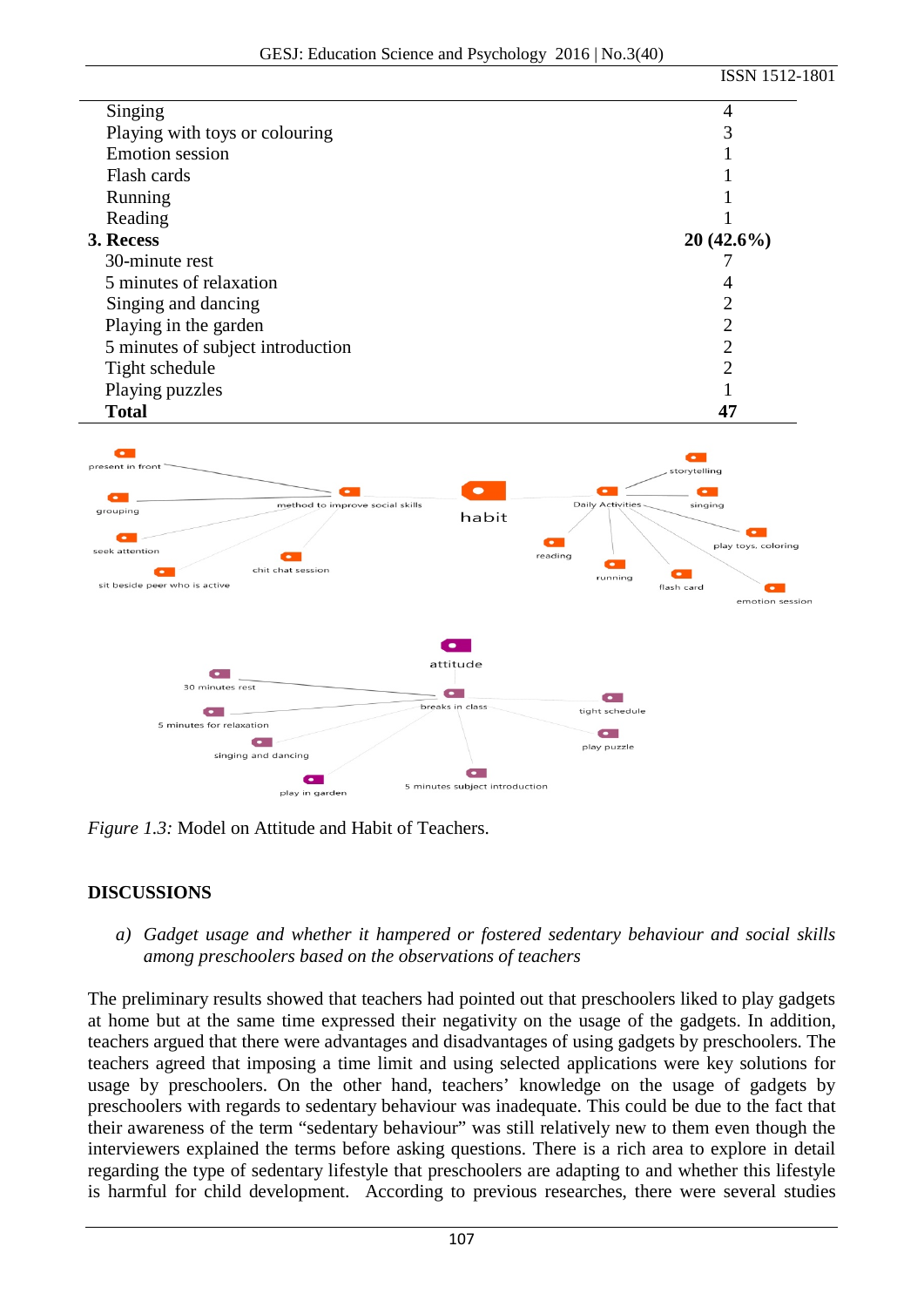| | |
|---|---|
| Singing | 4 |
| Playing with toys or colouring | 3 |
| Emotion session | 1 |
| Flash cards | 1 |
| Running | 1 |
| Reading | 1 |
| **3. Recess** | **20 (42.6%)** |
| 30-minute rest | 7 |
| 5 minutes of relaxation | 4 |
| Singing and dancing | 2 |
| Playing in the garden | 2 |
| 5 minutes of subject introduction | 2 |
| Tight schedule | 2 |
| Playing puzzles | 1 |
| **Total** | **47** |

*Figure 1.3:* Model on Attitude and Habit of Teachers.

## DISCUSSIONS

*a) Gadget usage and whether it hampered or fostered sedentary behaviour and social skills among preschoolers based on the observations of teachers*

The preliminary results showed that teachers had pointed out that preschoolers liked to play gadgets at home but at the same time expressed their negativity on the usage of the gadgets. In addition, teachers argued that there were advantages and disadvantages of using gadgets by preschoolers. The teachers agreed that imposing a time limit and using selected applications were key solutions for usage by preschoolers. On the other hand, teachers' knowledge on the usage of gadgets by preschoolers with regards to sedentary behaviour was inadequate. This could be due to the fact that their awareness of the term "sedentary behaviour" was still relatively new to them even though the interviewers explained the terms before asking questions. There is a rich area to explore in detail regarding the type of sedentary lifestyle that preschoolers are adapting to and whether this lifestyle is harmful for child development. According to previous researches, there were several studies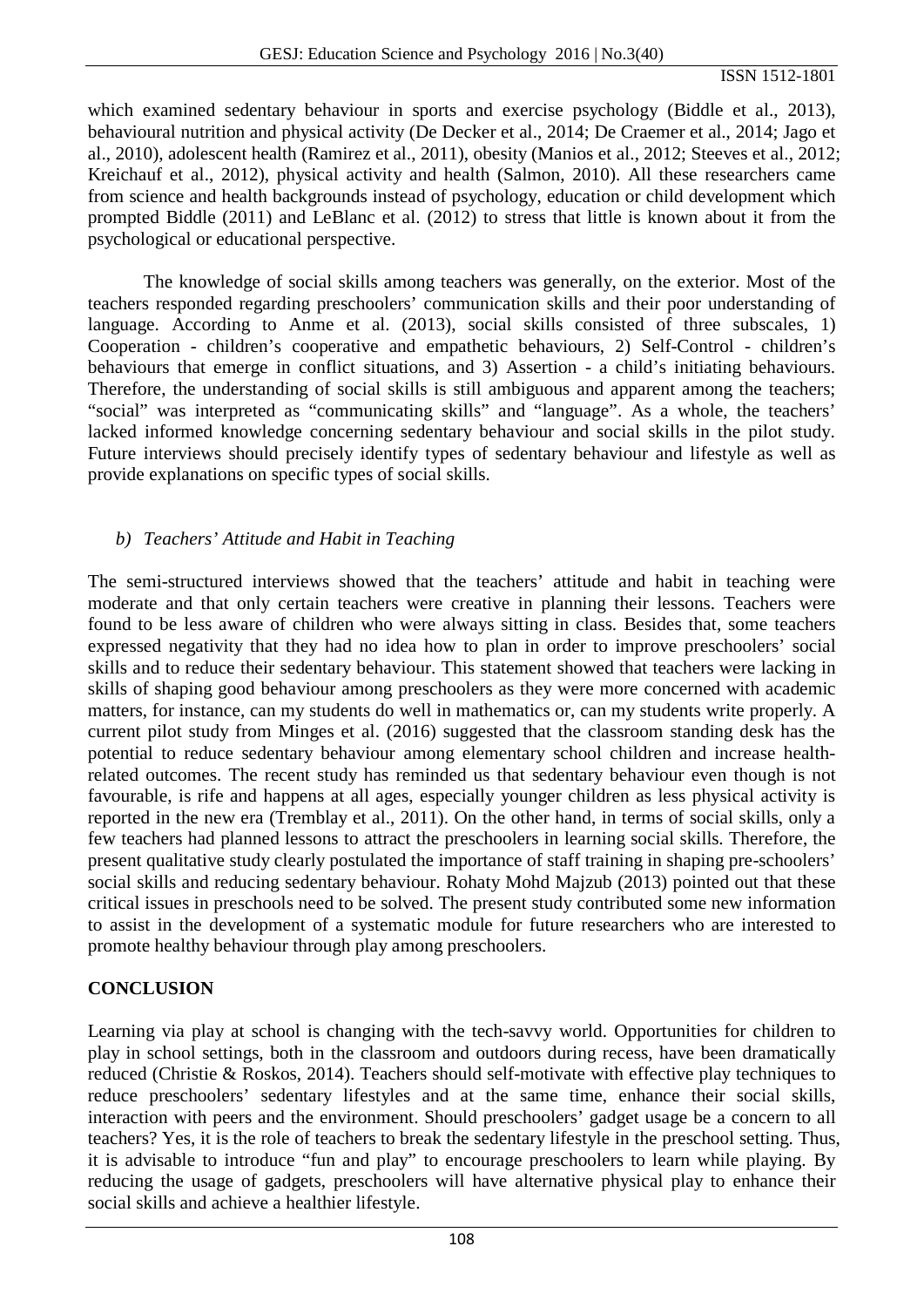which examined sedentary behaviour in sports and exercise psychology (Biddle et al., 2013), behavioural nutrition and physical activity (De Decker et al., 2014; De Craemer et al., 2014; Jago et al., 2010), adolescent health (Ramirez et al., 2011), obesity (Manios et al., 2012; Steeves et al., 2012; Kreichauf et al., 2012), physical activity and health (Salmon, 2010). All these researchers came from science and health backgrounds instead of psychology, education or child development which prompted Biddle (2011) and LeBlanc et al. (2012) to stress that little is known about it from the psychological or educational perspective.

The knowledge of social skills among teachers was generally, on the exterior. Most of the teachers responded regarding preschoolers' communication skills and their poor understanding of language. According to Anme et al. (2013), social skills consisted of three subscales, 1) Cooperation - children's cooperative and empathetic behaviours, 2) Self-Control - children's behaviours that emerge in conflict situations, and 3) Assertion - a child's initiating behaviours. Therefore, the understanding of social skills is still ambiguous and apparent among the teachers; "social" was interpreted as "communicating skills" and "language". As a whole, the teachers' lacked informed knowledge concerning sedentary behaviour and social skills in the pilot study. Future interviews should precisely identify types of sedentary behaviour and lifestyle as well as provide explanations on specific types of social skills.

### *b) Teachers' Attitude and Habit in Teaching*

The semi-structured interviews showed that the teachers' attitude and habit in teaching were moderate and that only certain teachers were creative in planning their lessons. Teachers were found to be less aware of children who were always sitting in class. Besides that, some teachers expressed negativity that they had no idea how to plan in order to improve preschoolers' social skills and to reduce their sedentary behaviour. This statement showed that teachers were lacking in skills of shaping good behaviour among preschoolers as they were more concerned with academic matters, for instance, can my students do well in mathematics or, can my students write properly. A current pilot study from Minges et al. (2016) suggested that the classroom standing desk has the potential to reduce sedentary behaviour among elementary school children and increase health-related outcomes. The recent study has reminded us that sedentary behaviour even though is not favourable, is rife and happens at all ages, especially younger children as less physical activity is reported in the new era (Tremblay et al., 2011). On the other hand, in terms of social skills, only a few teachers had planned lessons to attract the preschoolers in learning social skills. Therefore, the present qualitative study clearly postulated the importance of staff training in shaping pre-schoolers' social skills and reducing sedentary behaviour. Rohaty Mohd Majzub (2013) pointed out that these critical issues in preschools need to be solved. The present study contributed some new information to assist in the development of a systematic module for future researchers who are interested to promote healthy behaviour through play among preschoolers.

## CONCLUSION

Learning via play at school is changing with the tech-savvy world. Opportunities for children to play in school settings, both in the classroom and outdoors during recess, have been dramatically reduced (Christie & Roskos, 2014). Teachers should self-motivate with effective play techniques to reduce preschoolers' sedentary lifestyles and at the same time, enhance their social skills, interaction with peers and the environment. Should preschoolers' gadget usage be a concern to all teachers? Yes, it is the role of teachers to break the sedentary lifestyle in the preschool setting. Thus, it is advisable to introduce "fun and play" to encourage preschoolers to learn while playing. By reducing the usage of gadgets, preschoolers will have alternative physical play to enhance their social skills and achieve a healthier lifestyle.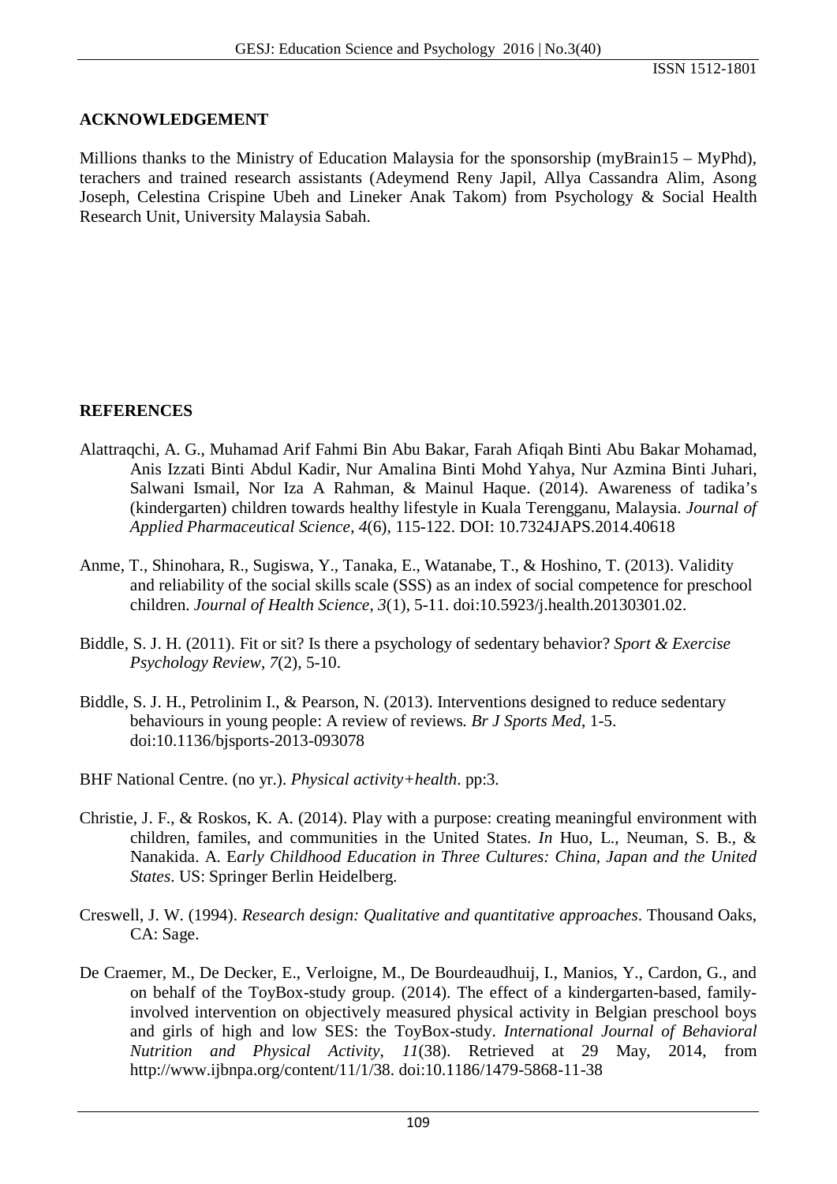## ACKNOWLEDGEMENT

Millions thanks to the Ministry of Education Malaysia for the sponsorship (myBrain15 – MyPhd), terachers and trained research assistants (Adeymend Reny Japil, Allya Cassandra Alim, Asong Joseph, Celestina Crispine Ubeh and Lineker Anak Takom) from Psychology & Social Health Research Unit, University Malaysia Sabah.

## REFERENCES

Alattraqchi, A. G., Muhamad Arif Fahmi Bin Abu Bakar, Farah Afiqah Binti Abu Bakar Mohamad, Anis Izzati Binti Abdul Kadir, Nur Amalina Binti Mohd Yahya, Nur Azmina Binti Juhari, Salwani Ismail, Nor Iza A Rahman, & Mainul Haque. (2014). Awareness of tadika's (kindergarten) children towards healthy lifestyle in Kuala Terengganu, Malaysia. *Journal of Applied Pharmaceutical Science*, *4*(6), 115-122. DOI: 10.7324JAPS.2014.40618

Anme, T., Shinohara, R., Sugiswa, Y., Tanaka, E., Watanabe, T., & Hoshino, T. (2013). Validity and reliability of the social skills scale (SSS) as an index of social competence for preschool children. *Journal of Health Science*, *3*(1), 5-11. doi:10.5923/j.health.20130301.02.

Biddle, S. J. H. (2011). Fit or sit? Is there a psychology of sedentary behavior? *Sport & Exercise Psychology Review*, *7*(2), 5-10.

Biddle, S. J. H., Petrolinim I., & Pearson, N. (2013). Interventions designed to reduce sedentary behaviours in young people: A review of reviews. *Br J Sports Med*, 1-5. doi:10.1136/bjsports-2013-093078

BHF National Centre. (no yr.). *Physical activity+health*. pp:3.

Christie, J. F., & Roskos, K. A. (2014). Play with a purpose: creating meaningful environment with children, familes, and communities in the United States. *In* Huo, L., Neuman, S. B., & Nanakida. A. E*arly Childhood Education in Three Cultures: China, Japan and the United States*. US: Springer Berlin Heidelberg.

Creswell, J. W. (1994). *Research design: Qualitative and quantitative approaches*. Thousand Oaks, CA: Sage.

De Craemer, M., De Decker, E., Verloigne, M., De Bourdeaudhuij, I., Manios, Y., Cardon, G., and on behalf of the ToyBox-study group. (2014). The effect of a kindergarten-based, family-involved intervention on objectively measured physical activity in Belgian preschool boys and girls of high and low SES: the ToyBox-study. *International Journal of Behavioral Nutrition and Physical Activity*, *11*(38). Retrieved at 29 May, 2014, from http://www.ijbnpa.org/content/11/1/38. doi:10.1186/1479-5868-11-38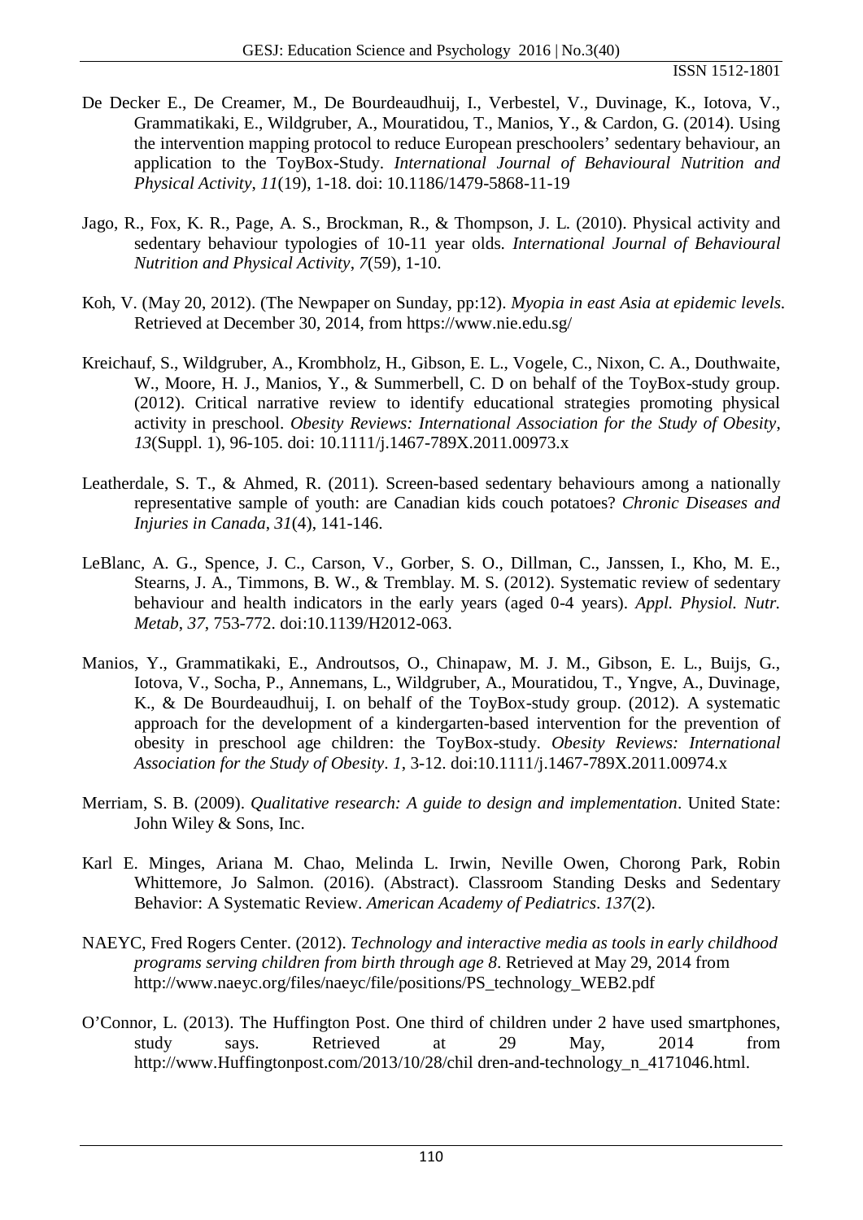De Decker E., De Creamer, M., De Bourdeaudhuij, I., Verbestel, V., Duvinage, K., Iotova, V., Grammatikaki, E., Wildgruber, A., Mouratidou, T., Manios, Y., & Cardon, G. (2014). Using the intervention mapping protocol to reduce European preschoolers' sedentary behaviour, an application to the ToyBox-Study. *International Journal of Behavioural Nutrition and Physical Activity*, *11*(19), 1-18. doi: 10.1186/1479-5868-11-19

Jago, R., Fox, K. R., Page, A. S., Brockman, R., & Thompson, J. L. (2010). Physical activity and sedentary behaviour typologies of 10-11 year olds. *International Journal of Behavioural Nutrition and Physical Activity*, *7*(59), 1-10.

Koh, V. (May 20, 2012). (The Newpaper on Sunday, pp:12). *Myopia in east Asia at epidemic levels*. Retrieved at December 30, 2014, from https://www.nie.edu.sg/

Kreichauf, S., Wildgruber, A., Krombholz, H., Gibson, E. L., Vogele, C., Nixon, C. A., Douthwaite, W., Moore, H. J., Manios, Y., & Summerbell, C. D on behalf of the ToyBox-study group. (2012). Critical narrative review to identify educational strategies promoting physical activity in preschool. *Obesity Reviews: International Association for the Study of Obesity*, *13*(Suppl. 1), 96-105. doi: 10.1111/j.1467-789X.2011.00973.x

Leatherdale, S. T., & Ahmed, R. (2011). Screen-based sedentary behaviours among a nationally representative sample of youth: are Canadian kids couch potatoes? *Chronic Diseases and Injuries in Canada*, *31*(4), 141-146.

LeBlanc, A. G., Spence, J. C., Carson, V., Gorber, S. O., Dillman, C., Janssen, I., Kho, M. E., Stearns, J. A., Timmons, B. W., & Tremblay. M. S. (2012). Systematic review of sedentary behaviour and health indicators in the early years (aged 0-4 years). *Appl. Physiol. Nutr. Metab*, *37*, 753-772. doi:10.1139/H2012-063.

Manios, Y., Grammatikaki, E., Androutsos, O., Chinapaw, M. J. M., Gibson, E. L., Buijs, G., Iotova, V., Socha, P., Annemans, L., Wildgruber, A., Mouratidou, T., Yngve, A., Duvinage, K., & De Bourdeaudhuij, I. on behalf of the ToyBox-study group. (2012). A systematic approach for the development of a kindergarten-based intervention for the prevention of obesity in preschool age children: the ToyBox-study. *Obesity Reviews: International Association for the Study of Obesity*. *1*, 3-12. doi:10.1111/j.1467-789X.2011.00974.x

Merriam, S. B. (2009). *Qualitative research: A guide to design and implementation*. United State: John Wiley & Sons, Inc.

Karl E. Minges, Ariana M. Chao, Melinda L. Irwin, Neville Owen, Chorong Park, Robin Whittemore, Jo Salmon. (2016). (Abstract). Classroom Standing Desks and Sedentary Behavior: A Systematic Review. *American Academy of Pediatrics*. *137*(2).

NAEYC, Fred Rogers Center. (2012). *Technology and interactive media as tools in early childhood programs serving children from birth through age 8*. Retrieved at May 29, 2014 from http://www.naeyc.org/files/naeyc/file/positions/PS_technology_WEB2.pdf

O'Connor, L. (2013). The Huffington Post. One third of children under 2 have used smartphones, study says. Retrieved at 29 May, 2014 from http://www.Huffingtonpost.com/2013/10/28/chil dren-and-technology_n_4171046.html.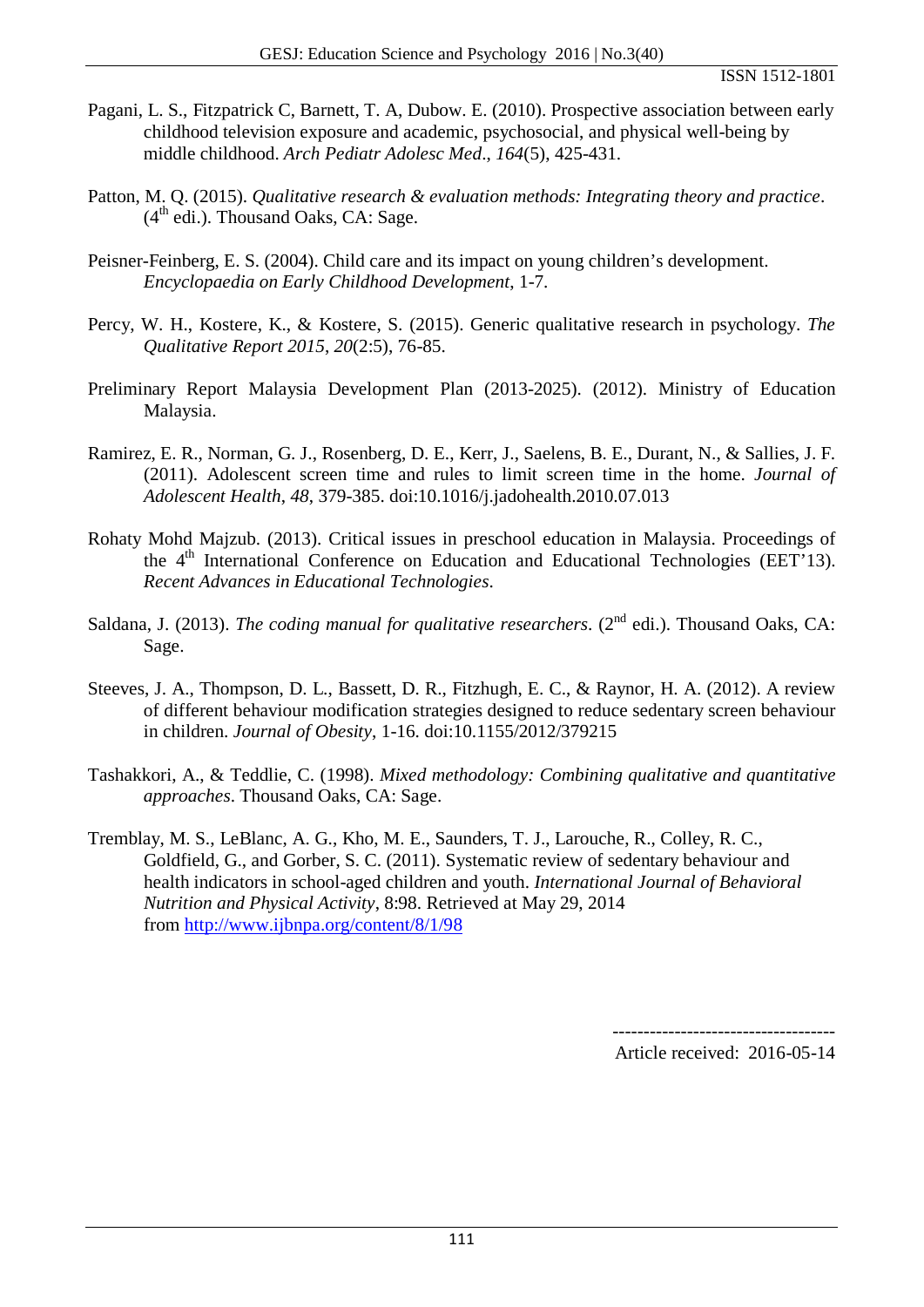Pagani, L. S., Fitzpatrick C, Barnett, T. A, Dubow. E. (2010). Prospective association between early childhood television exposure and academic, psychosocial, and physical well-being by middle childhood. *Arch Pediatr Adolesc Med*., *164*(5), 425-431.

Patton, M. Q. (2015). *Qualitative research & evaluation methods: Integrating theory and practice*. (4th edi.). Thousand Oaks, CA: Sage.

Peisner-Feinberg, E. S. (2004). Child care and its impact on young children's development. *Encyclopaedia on Early Childhood Development*, 1-7.

Percy, W. H., Kostere, K., & Kostere, S. (2015). Generic qualitative research in psychology. *The Qualitative Report 2015*, *20*(2:5), 76-85.

Preliminary Report Malaysia Development Plan (2013-2025). (2012). Ministry of Education Malaysia.

Ramirez, E. R., Norman, G. J., Rosenberg, D. E., Kerr, J., Saelens, B. E., Durant, N., & Sallies, J. F. (2011). Adolescent screen time and rules to limit screen time in the home. *Journal of Adolescent Health*, *48*, 379-385. doi:10.1016/j.jadohealth.2010.07.013

Rohaty Mohd Majzub. (2013). Critical issues in preschool education in Malaysia. Proceedings of the 4th International Conference on Education and Educational Technologies (EET'13). *Recent Advances in Educational Technologies*.

Saldana, J. (2013). *The coding manual for qualitative researchers*. (2nd edi.). Thousand Oaks, CA: Sage.

Steeves, J. A., Thompson, D. L., Bassett, D. R., Fitzhugh, E. C., & Raynor, H. A. (2012). A review of different behaviour modification strategies designed to reduce sedentary screen behaviour in children. *Journal of Obesity*, 1-16. doi:10.1155/2012/379215

Tashakkori, A., & Teddlie, C. (1998). *Mixed methodology: Combining qualitative and quantitative approaches*. Thousand Oaks, CA: Sage.

Tremblay, M. S., LeBlanc, A. G., Kho, M. E., Saunders, T. J., Larouche, R., Colley, R. C., Goldfield, G., and Gorber, S. C. (2011). Systematic review of sedentary behaviour and health indicators in school-aged children and youth. *International Journal of Behavioral Nutrition and Physical Activity*, 8:98. Retrieved at May 29, 2014 from http://www.ijbnpa.org/content/8/1/98

Article received: 2016-05-14